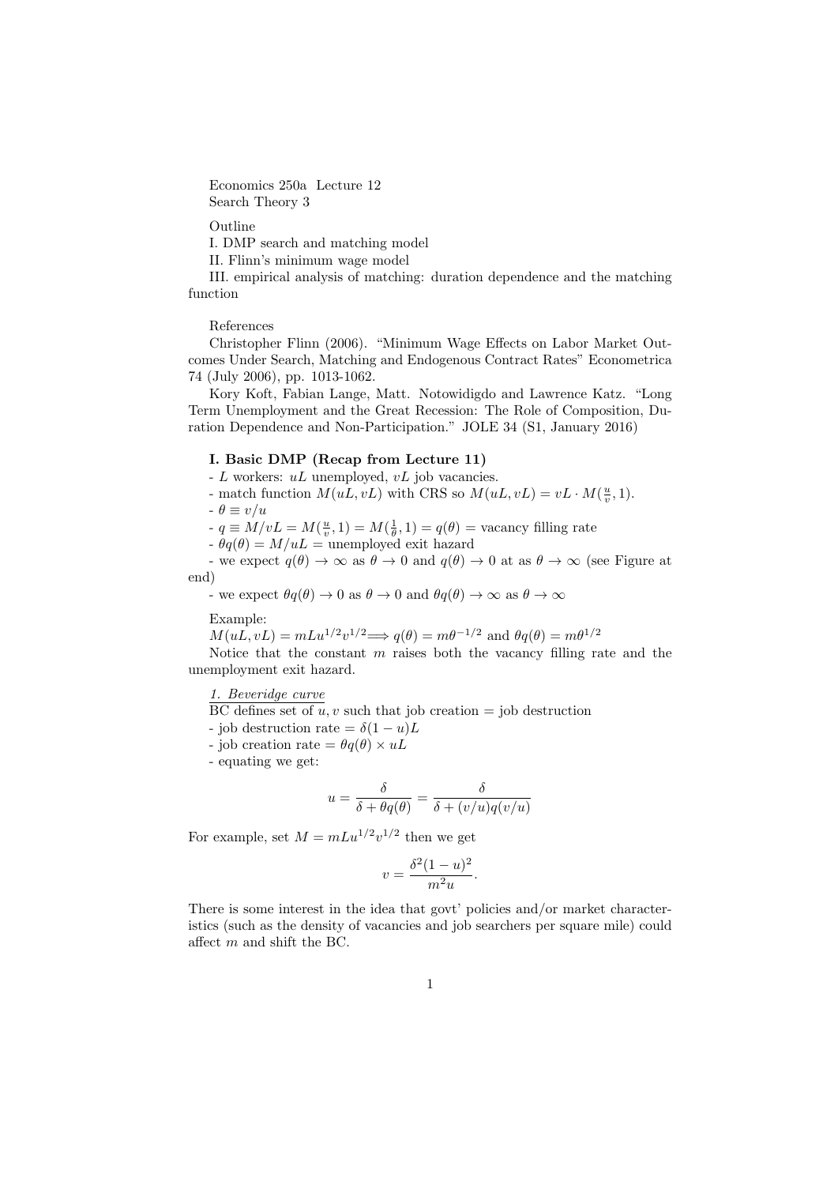Economics 250a Lecture 12
Search Theory 3

Outline

I. DMP search and matching model

II. Flinn's minimum wage model

III. empirical analysis of matching: duration dependence and the matching function

References

Christopher Flinn (2006). "Minimum Wage Effects on Labor Market Outcomes Under Search, Matching and Endogenous Contract Rates" Econometrica 74 (July 2006), pp. 1013-1062.

Kory Koft, Fabian Lange, Matt. Notowidigdo and Lawrence Katz. "Long Term Unemployment and the Great Recession: The Role of Composition, Duration Dependence and Non-Participation." JOLE 34 (S1, January 2016)

### I. Basic DMP (Recap from Lecture 11)

- $L$ workers: $uL$ unemployed, $vL$ job vacancies.
- match function $M(uL, vL)$ with CRS so $M(uL, vL) = vL \cdot M(\frac{u}{v}, 1)$.
- $\theta \equiv v/u$
- $q \equiv M/vL = M(\frac{u}{v}, 1) = M(\frac{1}{\theta}, 1) = q(\theta) =$ vacancy filling rate
- $\theta q(\theta) = M/uL =$ unemployed exit hazard
- we expect $q(\theta) \to \infty$ as $\theta \to 0$ and $q(\theta) \to 0$ at as $\theta \to \infty$ (see Figure at end)
- we expect $\theta q(\theta) \to 0$ as $\theta \to 0$ and $\theta q(\theta) \to \infty$ as $\theta \to \infty$

Example:

$M(uL, vL) = mLu^{1/2}v^{1/2} \Longrightarrow q(\theta) = m\theta^{-1/2}$ and $\theta q(\theta) = m\theta^{1/2}$

Notice that the constant $m$ raises both the vacancy filling rate and the unemployment exit hazard.

*1. Beveridge curve*

BC defines set of $u, v$ such that job creation = job destruction

- job destruction rate = $\delta(1-u)L$
- job creation rate = $\theta q(\theta) \times uL$
- equating we get:

$$u = \frac{\delta}{\delta + \theta q(\theta)} = \frac{\delta}{\delta + (v/u)q(v/u)}$$

For example, set $M = mLu^{1/2}v^{1/2}$ then we get

$$v = \frac{\delta^2(1-u)^2}{m^2 u}.$$

There is some interest in the idea that govt' policies and/or market characteristics (such as the density of vacancies and job searchers per square mile) could affect $m$ and shift the BC.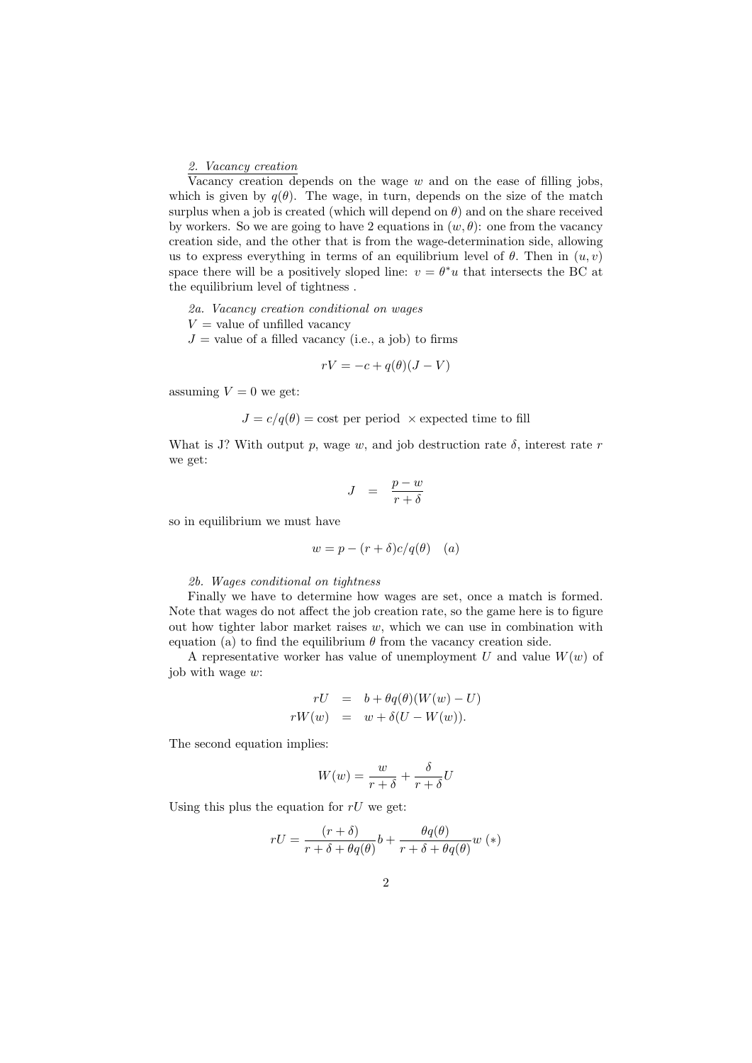*2. Vacancy creation*

Vacancy creation depends on the wage $w$ and on the ease of filling jobs, which is given by $q(\theta)$. The wage, in turn, depends on the size of the match surplus when a job is created (which will depend on $\theta$) and on the share received by workers. So we are going to have 2 equations in $(w, \theta)$: one from the vacancy creation side, and the other that is from the wage-determination side, allowing us to express everything in terms of an equilibrium level of $\theta$. Then in $(u, v)$ space there will be a positively sloped line: $v = \theta^* u$ that intersects the BC at the equilibrium level of tightness .

*2a. Vacancy creation conditional on wages*

$V$ = value of unfilled vacancy

$J$ = value of a filled vacancy (i.e., a job) to firms

$$rV = -c + q(\theta)(J - V)$$

assuming $V = 0$ we get:

$$J = c/q(\theta) = \text{cost per period } \times \text{expected time to fill}$$

What is J? With output $p$, wage $w$, and job destruction rate $\delta$, interest rate $r$ we get:

$$J = \frac{p - w}{r + \delta}$$

so in equilibrium we must have

$$w = p - (r + \delta)c/q(\theta) \quad (a)$$

*2b. Wages conditional on tightness*

Finally we have to determine how wages are set, once a match is formed. Note that wages do not affect the job creation rate, so the game here is to figure out how tighter labor market raises $w$, which we can use in combination with equation (a) to find the equilibrium $\theta$ from the vacancy creation side.

A representative worker has value of unemployment $U$ and value $W(w)$ of job with wage $w$:

$$\begin{aligned} rU &= b + \theta q(\theta)(W(w) - U) \\ rW(w) &= w + \delta(U - W(w)). \end{aligned}$$

The second equation implies:

$$W(w) = \frac{w}{r + \delta} + \frac{\delta}{r + \delta} U$$

Using this plus the equation for $rU$ we get:

$$rU = \frac{(r + \delta)}{r + \delta + \theta q(\theta)} b + \frac{\theta q(\theta)}{r + \delta + \theta q(\theta)} w \ (*)$$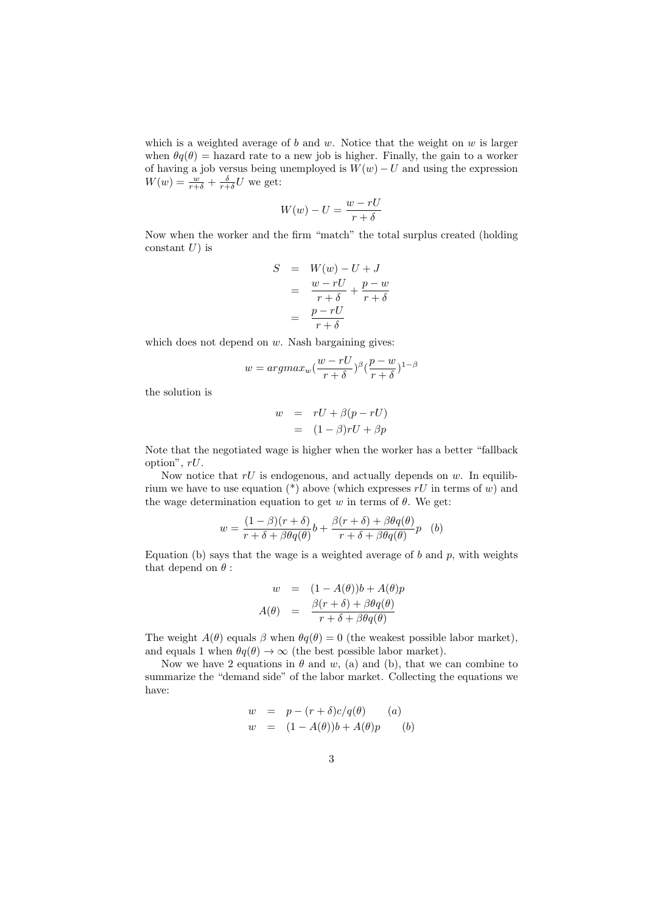which is a weighted average of $b$ and $w$. Notice that the weight on $w$ is larger when $\theta q(\theta)$ = hazard rate to a new job is higher. Finally, the gain to a worker of having a job versus being unemployed is $W(w) - U$ and using the expression $W(w) = \frac{w}{r+\delta} + \frac{\delta}{r+\delta}U$ we get:

$$W(w) - U = \frac{w - rU}{r + \delta}$$

Now when the worker and the firm "match" the total surplus created (holding constant $U$) is

$$\begin{aligned} S &= W(w) - U + J \\ &= \frac{w - rU}{r + \delta} + \frac{p - w}{r + \delta} \\ &= \frac{p - rU}{r + \delta} \end{aligned}$$

which does not depend on $w$. Nash bargaining gives:

$$w = argmax_w \left(\frac{w - rU}{r + \delta}\right)^{\beta} \left(\frac{p - w}{r + \delta}\right)^{1-\beta}$$

the solution is

$$\begin{aligned} w &= rU + \beta(p - rU) \\ &= (1 - \beta)rU + \beta p \end{aligned}$$

Note that the negotiated wage is higher when the worker has a better "fallback option", $rU$.

Now notice that $rU$ is endogenous, and actually depends on $w$. In equilibrium we have to use equation (*) above (which expresses $rU$ in terms of $w$) and the wage determination equation to get $w$ in terms of $\theta$. We get:

$$w = \frac{(1 - \beta)(r + \delta)}{r + \delta + \beta\theta q(\theta)} b + \frac{\beta(r + \delta) + \beta\theta q(\theta)}{r + \delta + \beta\theta q(\theta)} p \quad (b)$$

Equation (b) says that the wage is a weighted average of $b$ and $p$, with weights that depend on $\theta$ :

$$\begin{aligned} w &= (1 - A(\theta))b + A(\theta)p \\ A(\theta) &= \frac{\beta(r + \delta) + \beta\theta q(\theta)}{r + \delta + \beta\theta q(\theta)} \end{aligned}$$

The weight $A(\theta)$ equals $\beta$ when $\theta q(\theta) = 0$ (the weakest possible labor market), and equals 1 when $\theta q(\theta) \to \infty$ (the best possible labor market).

Now we have 2 equations in $\theta$ and $w$, (a) and (b), that we can combine to summarize the "demand side" of the labor market. Collecting the equations we have:

$$\begin{aligned} w &= p - (r + \delta)c/q(\theta) \qquad (a) \\ w &= (1 - A(\theta))b + A(\theta)p \qquad (b) \end{aligned}$$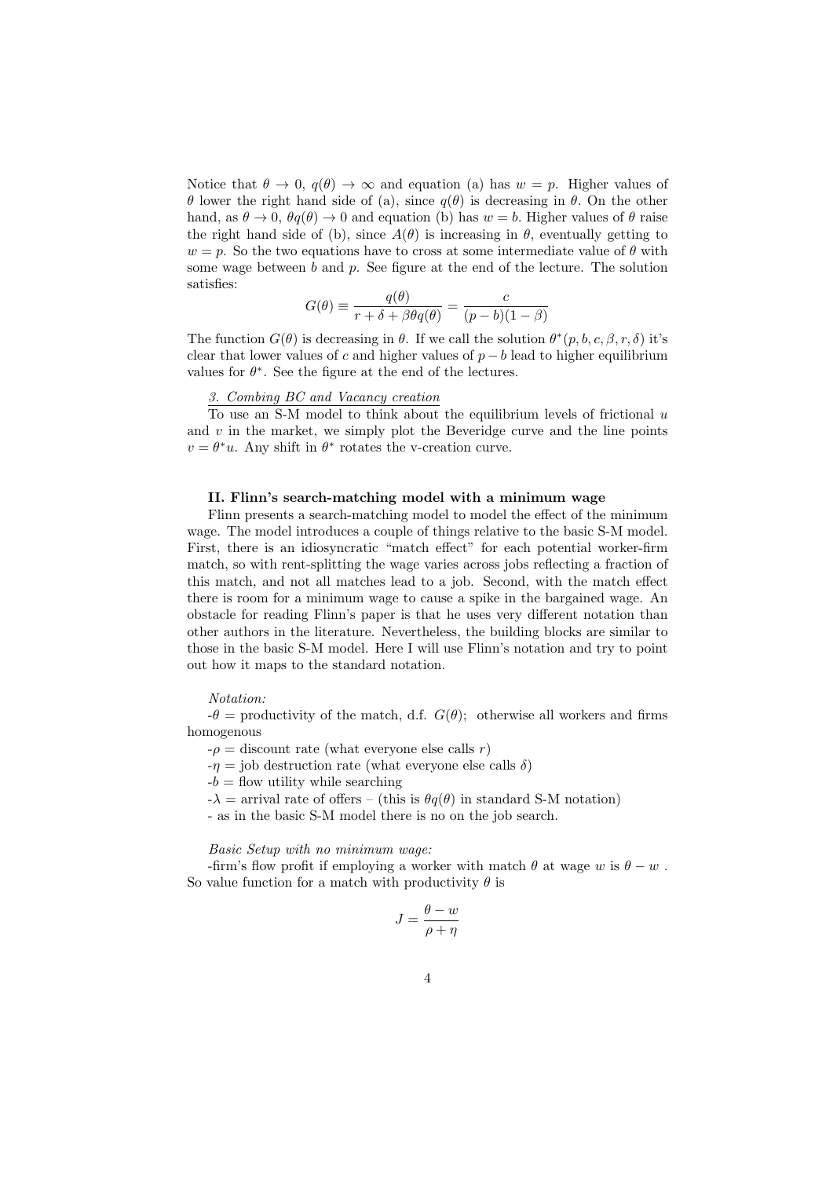Notice that $\theta \to 0$, $q(\theta) \to \infty$ and equation (a) has $w = p$. Higher values of $\theta$ lower the right hand side of (a), since $q(\theta)$ is decreasing in $\theta$. On the other hand, as $\theta \to 0$, $\theta q(\theta) \to 0$ and equation (b) has $w = b$. Higher values of $\theta$ raise the right hand side of (b), since $A(\theta)$ is increasing in $\theta$, eventually getting to $w = p$. So the two equations have to cross at some intermediate value of $\theta$ with some wage between $b$ and $p$. See figure at the end of the lecture. The solution satisfies:

$$G(\theta) \equiv \frac{q(\theta)}{r + \delta + \beta\theta q(\theta)} = \frac{c}{(p-b)(1-\beta)}$$

The function $G(\theta)$ is decreasing in $\theta$. If we call the solution $\theta^*(p, b, c, \beta, r, \delta)$ it's clear that lower values of $c$ and higher values of $p - b$ lead to higher equilibrium values for $\theta^*$. See the figure at the end of the lectures.

*3. Combing BC and Vacancy creation*

To use an S-M model to think about the equilibrium levels of frictional $u$ and $v$ in the market, we simply plot the Beveridge curve and the line points $v = \theta^* u$. Any shift in $\theta^*$ rotates the v-creation curve.

**II. Flinn's search-matching model with a minimum wage**

Flinn presents a search-matching model to model the effect of the minimum wage. The model introduces a couple of things relative to the basic S-M model. First, there is an idiosyncratic "match effect" for each potential worker-firm match, so with rent-splitting the wage varies across jobs reflecting a fraction of this match, and not all matches lead to a job. Second, with the match effect there is room for a minimum wage to cause a spike in the bargained wage. An obstacle for reading Flinn's paper is that he uses very different notation than other authors in the literature. Nevertheless, the building blocks are similar to those in the basic S-M model. Here I will use Flinn's notation and try to point out how it maps to the standard notation.

*Notation:*

-$\theta$ = productivity of the match, d.f. $G(\theta)$; otherwise all workers and firms homogenous

-$\rho$ = discount rate (what everyone else calls $r$)

-$\eta$ = job destruction rate (what everyone else calls $\delta$)

-$b$ = flow utility while searching

-$\lambda$ = arrival rate of offers – (this is $\theta q(\theta)$ in standard S-M notation)

- as in the basic S-M model there is no on the job search.

*Basic Setup with no minimum wage:*

-firm's flow profit if employing a worker with match $\theta$ at wage $w$ is $\theta - w$ . So value function for a match with productivity $\theta$ is

$$J = \frac{\theta - w}{\rho + \eta}$$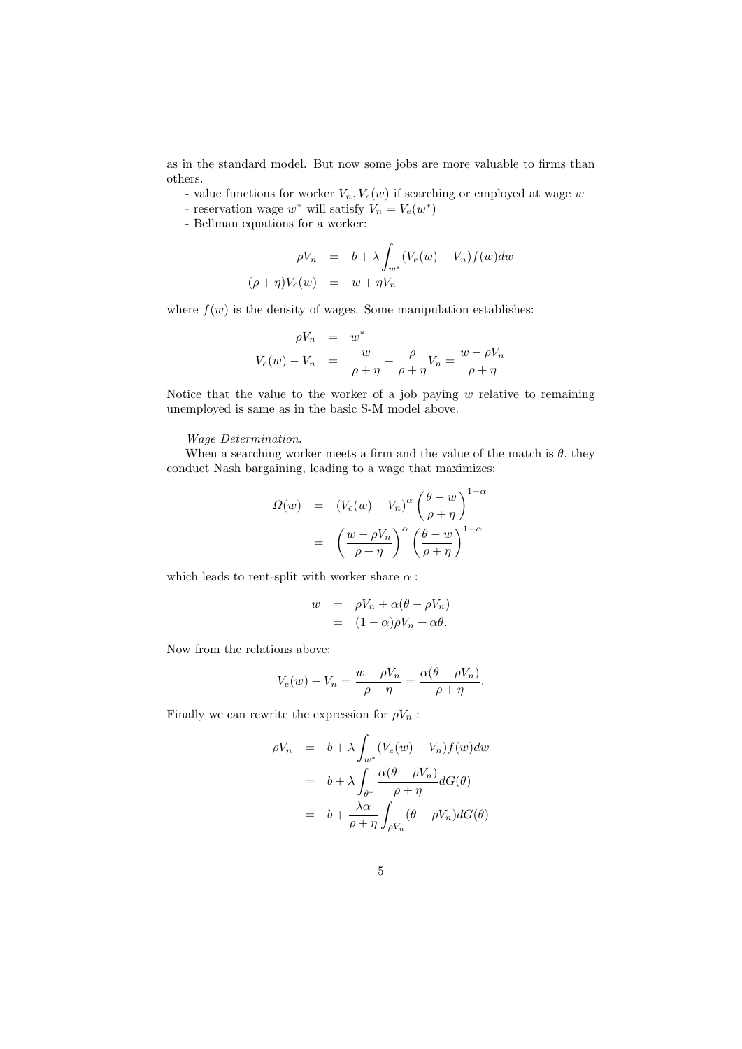as in the standard model. But now some jobs are more valuable to firms than others.

- value functions for worker $V_n, V_e(w)$ if searching or employed at wage $w$
- reservation wage $w^*$ will satisfy $V_n = V_e(w^*)$
- Bellman equations for a worker:

$$
\begin{aligned}
\rho V_n &= b + \lambda \int_{w^*} (V_e(w) - V_n) f(w) dw \\
(\rho + \eta) V_e(w) &= w + \eta V_n
\end{aligned}
$$

where $f(w)$ is the density of wages. Some manipulation establishes:

$$
\begin{aligned}
\rho V_n &= w^* \\
V_e(w) - V_n &= \frac{w}{\rho + \eta} - \frac{\rho}{\rho + \eta} V_n = \frac{w - \rho V_n}{\rho + \eta}
\end{aligned}
$$

Notice that the value to the worker of a job paying $w$ relative to remaining unemployed is same as in the basic S-M model above.

*Wage Determination.*

When a searching worker meets a firm and the value of the match is $\theta$, they conduct Nash bargaining, leading to a wage that maximizes:

$$
\begin{aligned}
\Omega(w) &= (V_e(w) - V_n)^\alpha \left( \frac{\theta - w}{\rho + \eta} \right)^{1-\alpha} \\
&= \left( \frac{w - \rho V_n}{\rho + \eta} \right)^\alpha \left( \frac{\theta - w}{\rho + \eta} \right)^{1-\alpha}
\end{aligned}
$$

which leads to rent-split with worker share $\alpha$ :

$$
\begin{aligned}
w &= \rho V_n + \alpha(\theta - \rho V_n) \\
&= (1 - \alpha) \rho V_n + \alpha \theta.
\end{aligned}
$$

Now from the relations above:

$$
V_e(w) - V_n = \frac{w - \rho V_n}{\rho + \eta} = \frac{\alpha(\theta - \rho V_n)}{\rho + \eta}.
$$

Finally we can rewrite the expression for $\rho V_n$ :

$$
\begin{aligned}
\rho V_n &= b + \lambda \int_{w^*} (V_e(w) - V_n) f(w) dw \\
&= b + \lambda \int_{\theta^*} \frac{\alpha(\theta - \rho V_n)}{\rho + \eta} dG(\theta) \\
&= b + \frac{\lambda \alpha}{\rho + \eta} \int_{\rho V_n} (\theta - \rho V_n) dG(\theta)
\end{aligned}
$$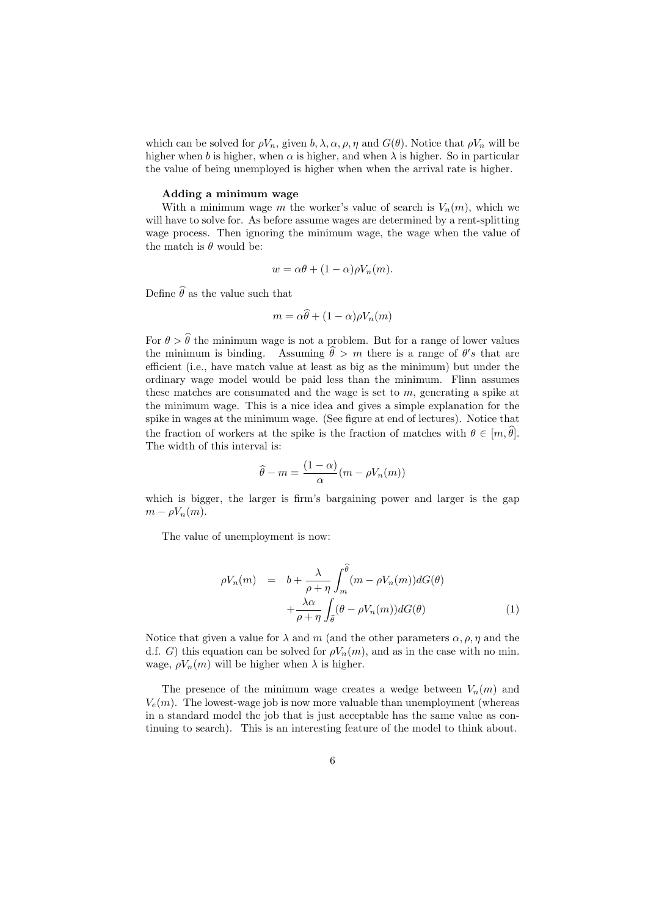which can be solved for $\rho V_n$, given $b, \lambda, \alpha, \rho, \eta$ and $G(\theta)$. Notice that $\rho V_n$ will be higher when $b$ is higher, when $\alpha$ is higher, and when $\lambda$ is higher. So in particular the value of being unemployed is higher when when the arrival rate is higher.

**Adding a minimum wage**

With a minimum wage $m$ the worker's value of search is $V_n(m)$, which we will have to solve for. As before assume wages are determined by a rent-splitting wage process. Then ignoring the minimum wage, the wage when the value of the match is $\theta$ would be:

$$w = \alpha\theta + (1-\alpha)\rho V_n(m).$$

Define $\widehat{\theta}$ as the value such that

$$m = \alpha\widehat{\theta} + (1-\alpha)\rho V_n(m)$$

For $\theta > \widehat{\theta}$ the minimum wage is not a problem. But for a range of lower values the minimum is binding. Assuming $\widehat{\theta} > m$ there is a range of $\theta' s$ that are efficient (i.e., have match value at least as big as the minimum) but under the ordinary wage model would be paid less than the minimum. Flinn assumes these matches are consumated and the wage is set to $m$, generating a spike at the minimum wage. This is a nice idea and gives a simple explanation for the spike in wages at the minimum wage. (See figure at end of lectures). Notice that the fraction of workers at the spike is the fraction of matches with $\theta \in [m, \widehat{\theta}]$. The width of this interval is:

$$\widehat{\theta} - m = \frac{(1-\alpha)}{\alpha}(m - \rho V_n(m))$$

which is bigger, the larger is firm's bargaining power and larger is the gap $m - \rho V_n(m)$.

The value of unemployment is now:

$$\begin{aligned}
\rho V_n(m) &= b + \frac{\lambda}{\rho+\eta}\int_m^{\widehat{\theta}}(m - \rho V_n(m))dG(\theta) \\
&\quad + \frac{\lambda\alpha}{\rho+\eta}\int_{\widehat{\theta}}(\theta - \rho V_n(m))dG(\theta) \qquad (1)
\end{aligned}$$

Notice that given a value for $\lambda$ and $m$ (and the other parameters $\alpha, \rho, \eta$ and the d.f. $G$) this equation can be solved for $\rho V_n(m)$, and as in the case with no min. wage, $\rho V_n(m)$ will be higher when $\lambda$ is higher.

The presence of the minimum wage creates a wedge between $V_n(m)$ and $V_e(m)$. The lowest-wage job is now more valuable than unemployment (whereas in a standard model the job that is just acceptable has the same value as continuing to search). This is an interesting feature of the model to think about.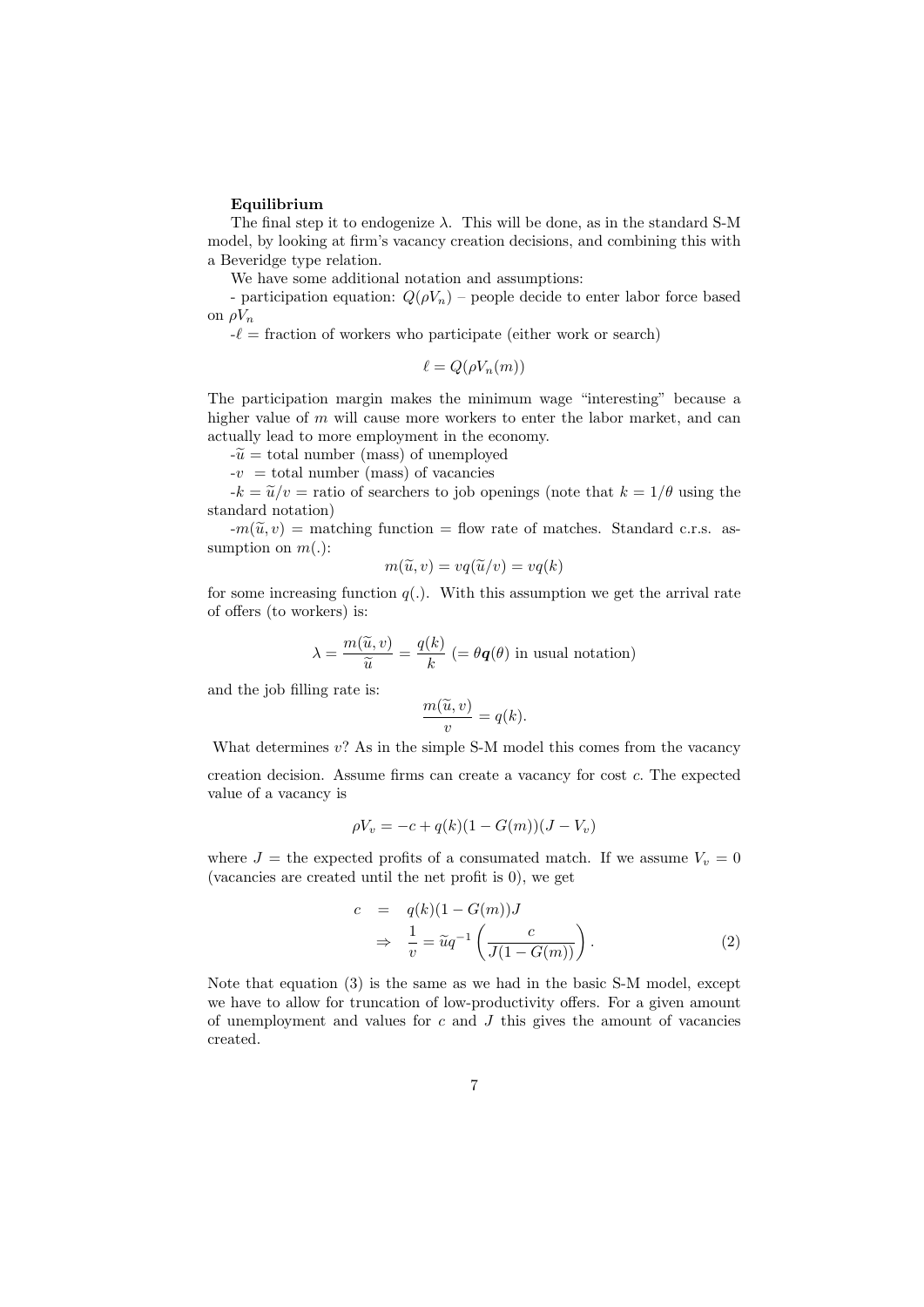**Equilibrium**

The final step it to endogenize $\lambda$. This will be done, as in the standard S-M model, by looking at firm's vacancy creation decisions, and combining this with a Beveridge type relation.

We have some additional notation and assumptions:

- participation equation: $Q(\rho V_n)$ – people decide to enter labor force based on $\rho V_n$

-$\ell$ = fraction of workers who participate (either work or search)

$$\ell = Q(\rho V_n(m))$$

The participation margin makes the minimum wage "interesting" because a higher value of $m$ will cause more workers to enter the labor market, and can actually lead to more employment in the economy.

-$\widetilde{u}$ = total number (mass) of unemployed

-$v$ = total number (mass) of vacancies

-$k = \widetilde{u}/v$ = ratio of searchers to job openings (note that $k = 1/\theta$ using the standard notation)

-$m(\widetilde{u}, v)$ = matching function = flow rate of matches. Standard c.r.s. assumption on $m(.)$:

$$m(\widetilde{u}, v) = vq(\widetilde{u}/v) = vq(k)$$

for some increasing function $q(.)$. With this assumption we get the arrival rate of offers (to workers) is:

$$\lambda = \frac{m(\widetilde{u}, v)}{\widetilde{u}} = \frac{q(k)}{k} \text{ } (= \theta \boldsymbol{q}(\theta) \text{ in usual notation})$$

and the job filling rate is:

$$\frac{m(\widetilde{u}, v)}{v} = q(k).$$

What determines $v$? As in the simple S-M model this comes from the vacancy creation decision. Assume firms can create a vacancy for cost $c$. The expected value of a vacancy is

$$\rho V_v = -c + q(k)(1 - G(m))(J - V_v)$$

where $J$ = the expected profits of a consumated match. If we assume $V_v = 0$ (vacancies are created until the net profit is 0), we get

$$\begin{aligned} c &= q(k)(1 - G(m))J \\ &\Rightarrow \frac{1}{v} = \widetilde{u}q^{-1}\left(\frac{c}{J(1 - G(m))}\right). \end{aligned} \tag{2}$$

Note that equation (3) is the same as we had in the basic S-M model, except we have to allow for truncation of low-productivity offers. For a given amount of unemployment and values for $c$ and $J$ this gives the amount of vacancies created.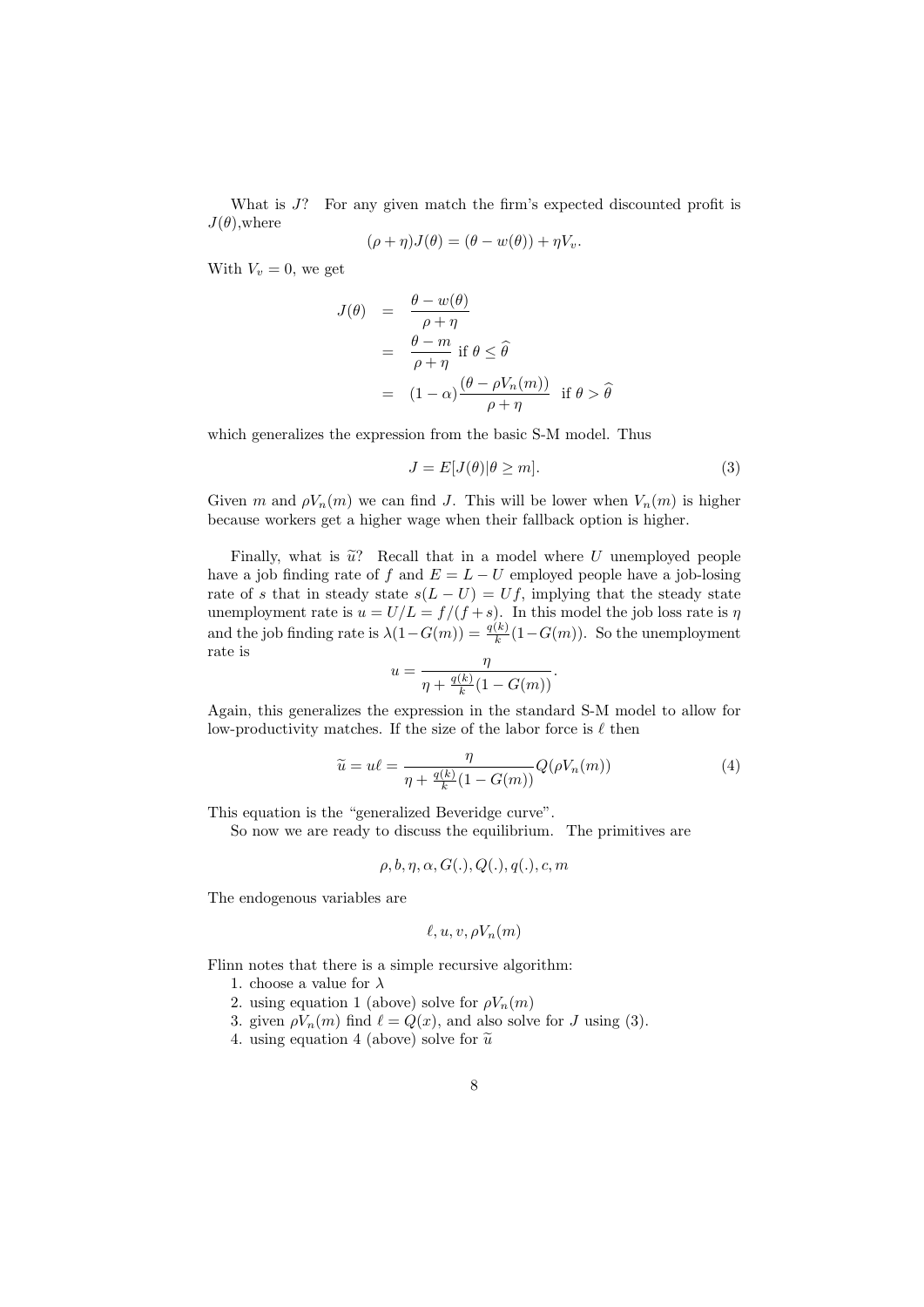What is $J$? For any given match the firm's expected discounted profit is $J(\theta)$,where

$$(\rho + \eta)J(\theta) = (\theta - w(\theta)) + \eta V_v.$$

With $V_v = 0$, we get

$$\begin{aligned} J(\theta) &= \frac{\theta - w(\theta)}{\rho + \eta} \\ &= \frac{\theta - m}{\rho + \eta} \text{ if } \theta \leq \widehat{\theta} \\ &= (1 - \alpha)\frac{(\theta - \rho V_n(m))}{\rho + \eta} \text{ if } \theta > \widehat{\theta} \end{aligned}$$

which generalizes the expression from the basic S-M model. Thus

$$J = E[J(\theta)|\theta \geq m]. \tag{3}$$

Given $m$ and $\rho V_n(m)$ we can find $J$. This will be lower when $V_n(m)$ is higher because workers get a higher wage when their fallback option is higher.

Finally, what is $\widetilde{u}$? Recall that in a model where $U$ unemployed people have a job finding rate of $f$ and $E = L - U$ employed people have a job-losing rate of $s$ that in steady state $s(L - U) = Uf$, implying that the steady state unemployment rate is $u = U/L = f/(f + s)$. In this model the job loss rate is $\eta$ and the job finding rate is $\lambda(1 - G(m)) = \frac{q(k)}{k}(1 - G(m))$. So the unemployment rate is

$$u = \frac{\eta}{\eta + \frac{q(k)}{k}(1 - G(m))}.$$

Again, this generalizes the expression in the standard S-M model to allow for low-productivity matches. If the size of the labor force is $\ell$ then

$$\widetilde{u} = u\ell = \frac{\eta}{\eta + \frac{q(k)}{k}(1 - G(m))} Q(\rho V_n(m)) \tag{4}$$

This equation is the "generalized Beveridge curve".

So now we are ready to discuss the equilibrium. The primitives are

$$\rho, b, \eta, \alpha, G(.), Q(.), q(.), c, m$$

The endogenous variables are

$$\ell, u, v, \rho V_n(m)$$

Flinn notes that there is a simple recursive algorithm:

1. choose a value for $\lambda$
2. using equation 1 (above) solve for $\rho V_n(m)$
3. given $\rho V_n(m)$ find $\ell = Q(x)$, and also solve for $J$ using (3).
4. using equation 4 (above) solve for $\widetilde{u}$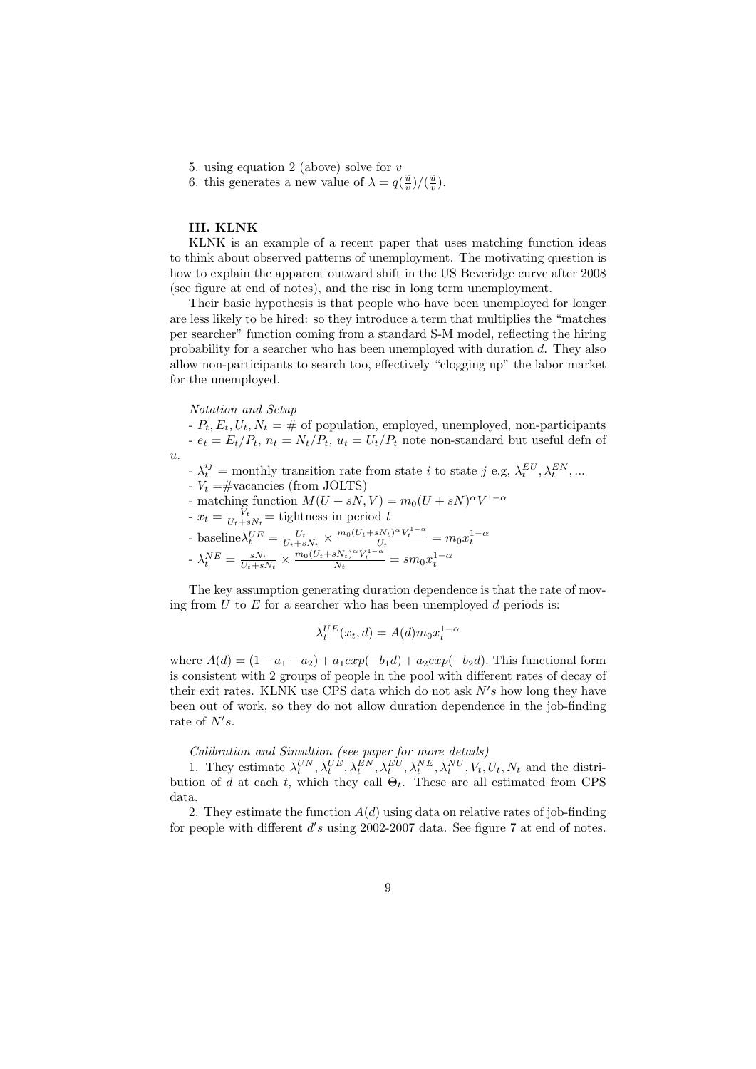5. using equation 2 (above) solve for $v$
6. this generates a new value of $\lambda = q(\frac{\tilde{u}}{v})/(\frac{\tilde{u}}{v})$.

### III. KLNK

KLNK is an example of a recent paper that uses matching function ideas to think about observed patterns of unemployment. The motivating question is how to explain the apparent outward shift in the US Beveridge curve after 2008 (see figure at end of notes), and the rise in long term unemployment.

Their basic hypothesis is that people who have been unemployed for longer are less likely to be hired: so they introduce a term that multiplies the "matches per searcher" function coming from a standard S-M model, reflecting the hiring probability for a searcher who has been unemployed with duration $d$. They also allow non-participants to search too, effectively "clogging up" the labor market for the unemployed.

*Notation and Setup*

- $P_t, E_t, U_t, N_t$ = # of population, employed, unemployed, non-participants
- $e_t = E_t/P_t$, $n_t = N_t/P_t$, $u_t = U_t/P_t$ note non-standard but useful defn of $u$.
- $\lambda_t^{ij}$ = monthly transition rate from state $i$ to state $j$ e.g, $\lambda_t^{EU}, \lambda_t^{EN}, ...$
- $V_t$ =#vacancies (from JOLTS)
- matching function $M(U + sN, V) = m_0(U + sN)^\alpha V^{1-\alpha}$
- $x_t = \frac{V_t}{U_t + sN_t}$= tightness in period $t$
- baseline$\lambda_t^{UE} = \frac{U_t}{U_t+sN_t} \times \frac{m_0(U_t+sN_t)^\alpha V_t^{1-\alpha}}{U_t} = m_0 x_t^{1-\alpha}$
- $\lambda_t^{NE} = \frac{sN_t}{U_t+sN_t} \times \frac{m_0(U_t+sN_t)^\alpha V_t^{1-\alpha}}{N_t} = sm_0 x_t^{1-\alpha}$

The key assumption generating duration dependence is that the rate of moving from $U$ to $E$ for a searcher who has been unemployed $d$ periods is:

$$\lambda_t^{UE}(x_t, d) = A(d)m_0 x_t^{1-\alpha}$$

where $A(d) = (1 - a_1 - a_2) + a_1 exp(-b_1 d) + a_2 exp(-b_2 d)$. This functional form is consistent with 2 groups of people in the pool with different rates of decay of their exit rates. KLNK use CPS data which do not ask $N's$ how long they have been out of work, so they do not allow duration dependence in the job-finding rate of $N's$.

*Calibration and Simultion (see paper for more details)*

1. They estimate $\lambda_t^{UN}, \lambda_t^{UE}, \lambda_t^{EN}, \lambda_t^{EU}, \lambda_t^{NE}, \lambda_t^{NU}, V_t, U_t, N_t$ and the distribution of $d$ at each $t$, which they call $\Theta_t$. These are all estimated from CPS data.

2. They estimate the function $A(d)$ using data on relative rates of job-finding for people with different $d's$ using 2002-2007 data. See figure 7 at end of notes.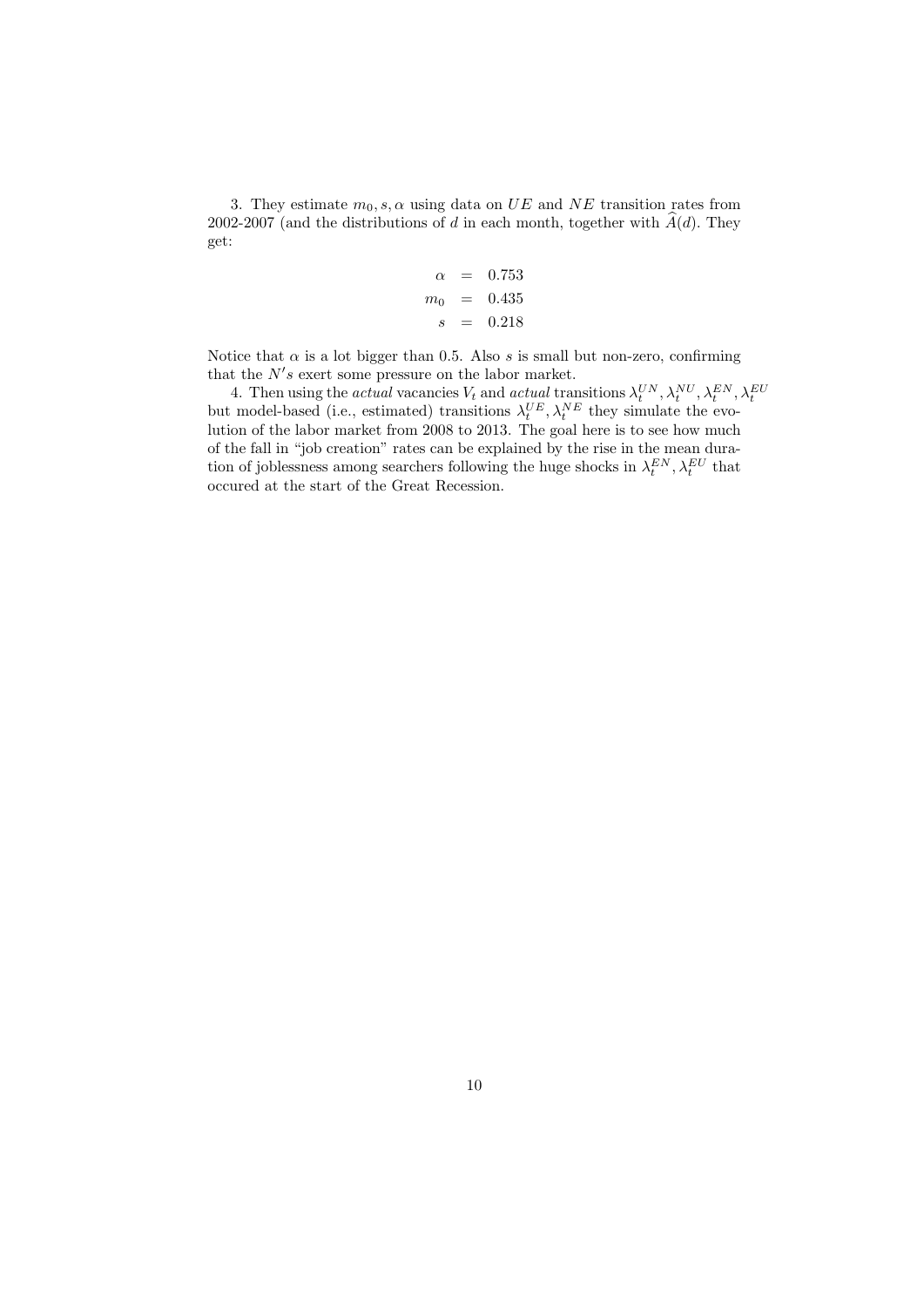3. They estimate $m_0, s, \alpha$ using data on $UE$ and $NE$ transition rates from 2002-2007 (and the distributions of $d$ in each month, together with $\widehat{A}(d)$. They get:

$$
\begin{aligned}
\alpha &= 0.753 \\
m_0 &= 0.435 \\
s &= 0.218
\end{aligned}
$$

Notice that $\alpha$ is a lot bigger than 0.5. Also $s$ is small but non-zero, confirming that the $N's$ exert some pressure on the labor market.

4. Then using the *actual* vacancies $V_t$ and *actual* transitions $\lambda_t^{UN}, \lambda_t^{NU}, \lambda_t^{EN}, \lambda_t^{EU}$ but model-based (i.e., estimated) transitions $\lambda_t^{UE}, \lambda_t^{NE}$ they simulate the evolution of the labor market from 2008 to 2013. The goal here is to see how much of the fall in "job creation" rates can be explained by the rise in the mean duration of joblessness among searchers following the huge shocks in $\lambda_t^{EN}, \lambda_t^{EU}$ that occured at the start of the Great Recession.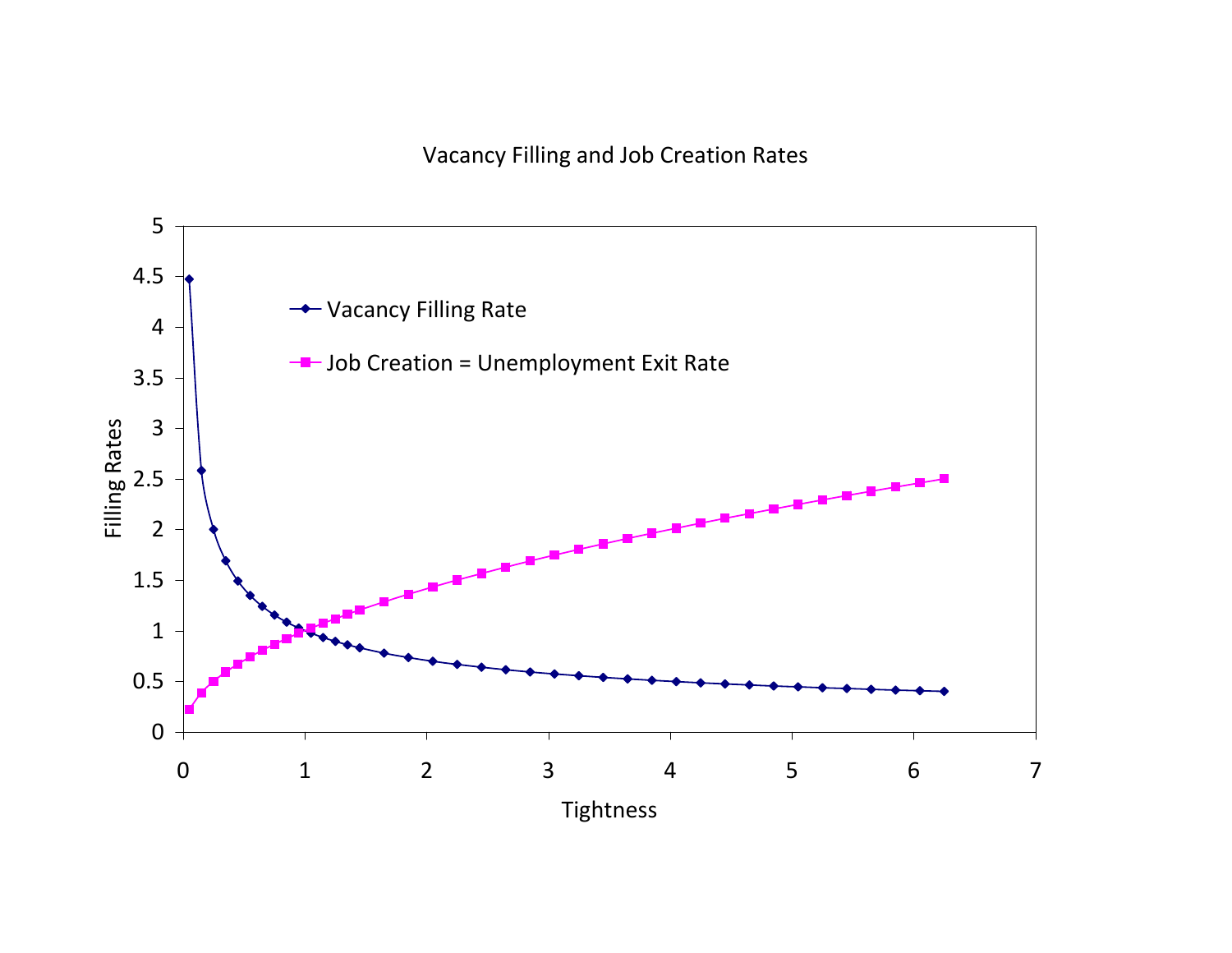Vacancy Filling and Job Creation Rates

Vacancy Filling Rate

Job Creation = Unemployment Exit Rate

Filling Rates

Tightness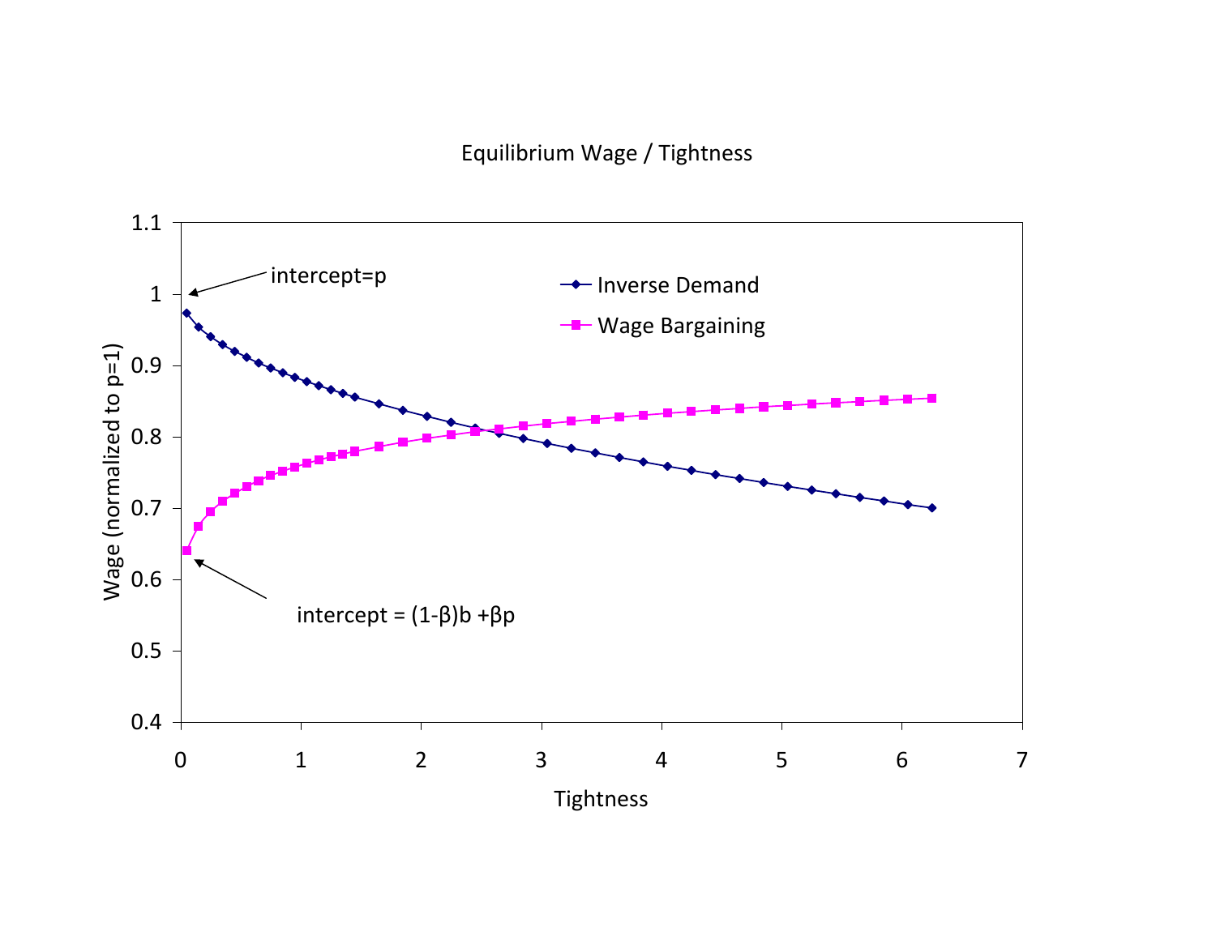Equilibrium Wage / Tightness

intercept=p

Inverse Demand

Wage Bargaining

intercept = $(1-\beta)b + \beta p$

Wage (normalized to p=1)

Tightness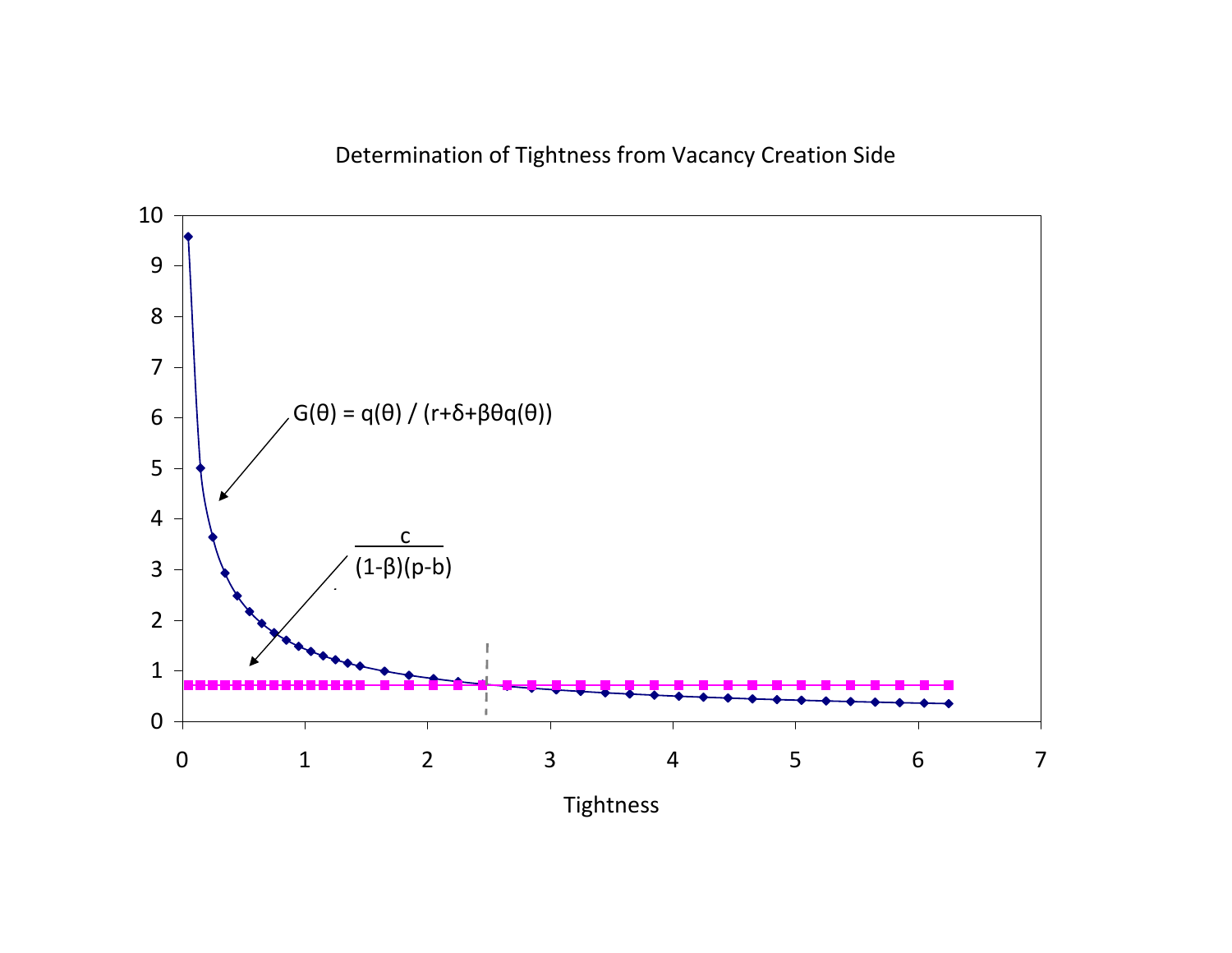Determination of Tightness from Vacancy Creation Side

$G(\theta) = q(\theta) / (r+\delta+\beta\theta q(\theta))$

$\frac{c}{(1-\beta)(p-b)}$

Tightness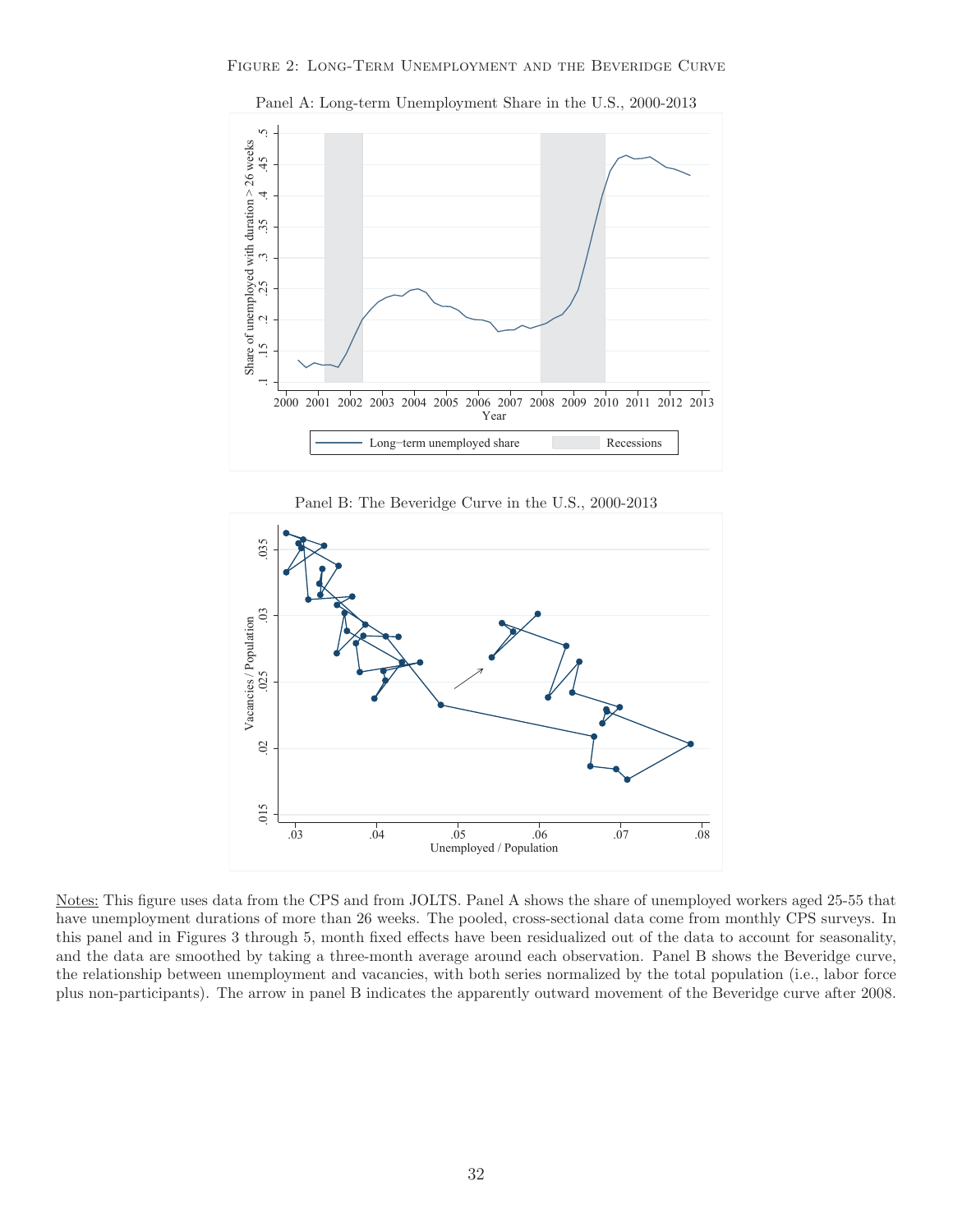Figure 2: Long-Term Unemployment and the Beveridge Curve

Panel A: Long-term Unemployment Share in the U.S., 2000-2013

Panel B: The Beveridge Curve in the U.S., 2000-2013

Notes: This figure uses data from the CPS and from JOLTS. Panel A shows the share of unemployed workers aged 25-55 that have unemployment durations of more than 26 weeks. The pooled, cross-sectional data come from monthly CPS surveys. In this panel and in Figures 3 through 5, month fixed effects have been residualized out of the data to account for seasonality, and the data are smoothed by taking a three-month average around each observation. Panel B shows the Beveridge curve, the relationship between unemployment and vacancies, with both series normalized by the total population (i.e., labor force plus non-participants). The arrow in panel B indicates the apparently outward movement of the Beveridge curve after 2008.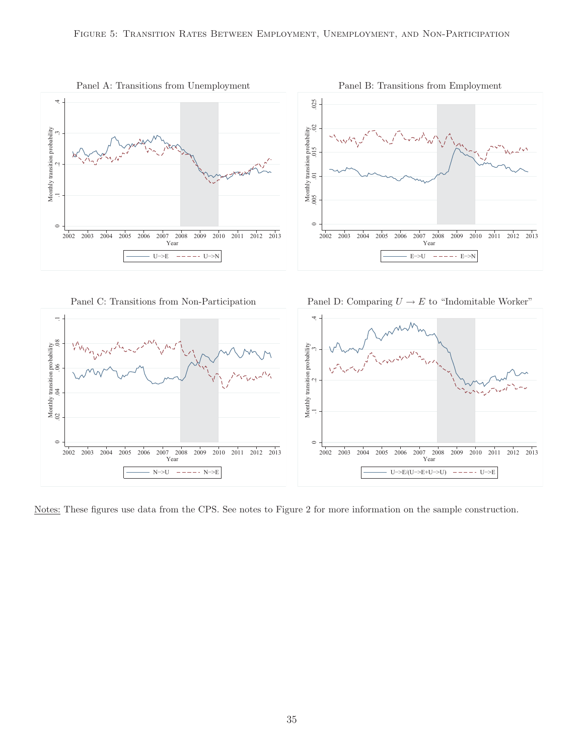Figure 5: Transition Rates Between Employment, Unemployment, and Non-Participation

Panel A: Transitions from Unemployment

Panel B: Transitions from Employment

Panel C: Transitions from Non-Participation

Panel D: Comparing $U \rightarrow E$ to "Indomitable Worker"

Notes: These figures use data from the CPS. See notes to Figure 2 for more information on the sample construction.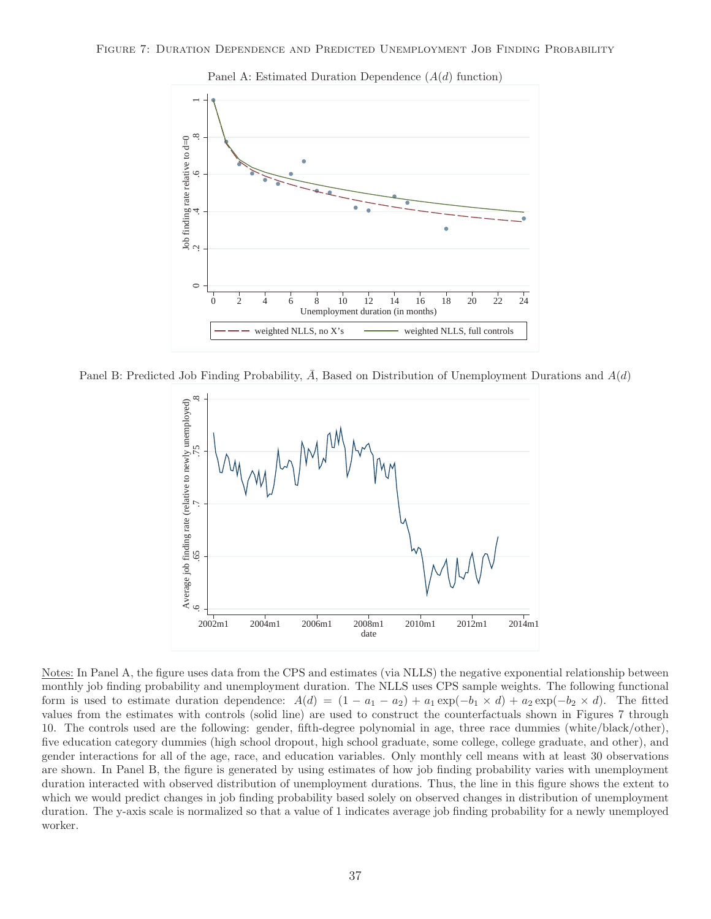Figure 7: Duration Dependence and Predicted Unemployment Job Finding Probability

Panel A: Estimated Duration Dependence ($A(d)$ function)

Panel B: Predicted Job Finding Probability, $\bar{A}$, Based on Distribution of Unemployment Durations and $A(d)$

Notes: In Panel A, the figure uses data from the CPS and estimates (via NLLS) the negative exponential relationship between monthly job finding probability and unemployment duration. The NLLS uses CPS sample weights. The following functional form is used to estimate duration dependence: $A(d) = (1 - a_1 - a_2) + a_1 \exp(-b_1 \times d) + a_2 \exp(-b_2 \times d)$. The fitted values from the estimates with controls (solid line) are used to construct the counterfactuals shown in Figures 7 through 10. The controls used are the following: gender, fifth-degree polynomial in age, three race dummies (white/black/other), five education category dummies (high school dropout, high school graduate, some college, college graduate, and other), and gender interactions for all of the age, race, and education variables. Only monthly cell means with at least 30 observations are shown. In Panel B, the figure is generated by using estimates of how job finding probability varies with unemployment duration interacted with observed distribution of unemployment durations. Thus, the line in this figure shows the extent to which we would predict changes in job finding probability based solely on observed changes in distribution of unemployment duration. The y-axis scale is normalized so that a value of 1 indicates average job finding probability for a newly unemployed worker.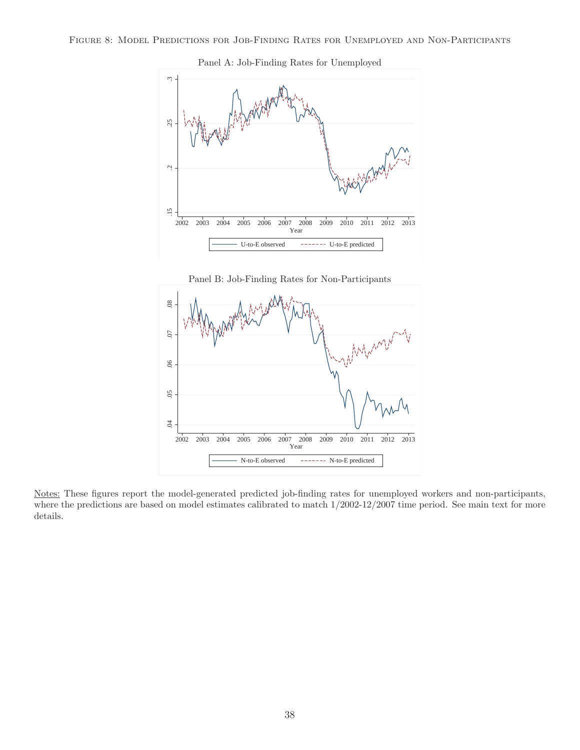Figure 8: Model Predictions for Job-Finding Rates for Unemployed and Non-Participants

Panel A: Job-Finding Rates for Unemployed

Panel B: Job-Finding Rates for Non-Participants

Notes: These figures report the model-generated predicted job-finding rates for unemployed workers and non-participants, where the predictions are based on model estimates calibrated to match 1/2002-12/2007 time period. See main text for more details.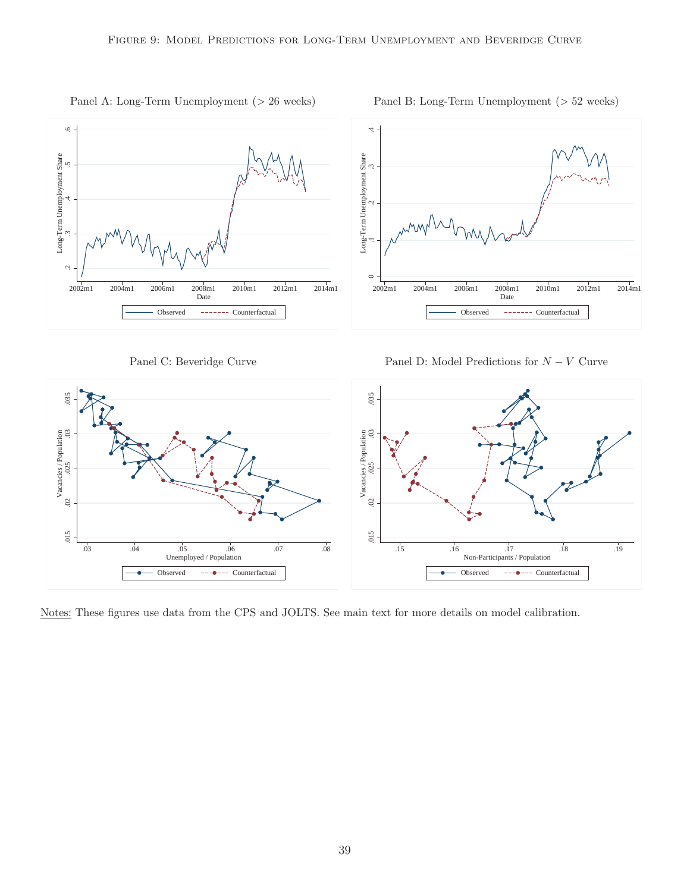# Figure 9: Model Predictions for Long-Term Unemployment and Beveridge Curve

Panel A: Long-Term Unemployment (> 26 weeks)

Long-Term Unemployment Share

.2
.3
.4
.5
.6

2002m1
2004m1
2006m1
2008m1
2010m1
2012m1
2014m1

Date

Observed
Counterfactual

Panel B: Long-Term Unemployment (> 52 weeks)

Long-Term Unemployment Share

0
.1
.2
.3
.4

2002m1
2004m1
2006m1
2008m1
2010m1
2012m1
2014m1

Date

Observed
Counterfactual

Panel C: Beveridge Curve

Vacancies / Population

.015
.02
.025
.03
.035

.03
.04
.05
.06
.07
.08

Unemployed / Population

Observed
Counterfactual

Panel D: Model Predictions for $N - V$ Curve

Vacancies / Population

.015
.02
.025
.03
.035

.15
.16
.17
.18
.19

Non-Participants / Population

Observed
Counterfactual

Notes: These figures use data from the CPS and JOLTS. See main text for more details on model calibration.